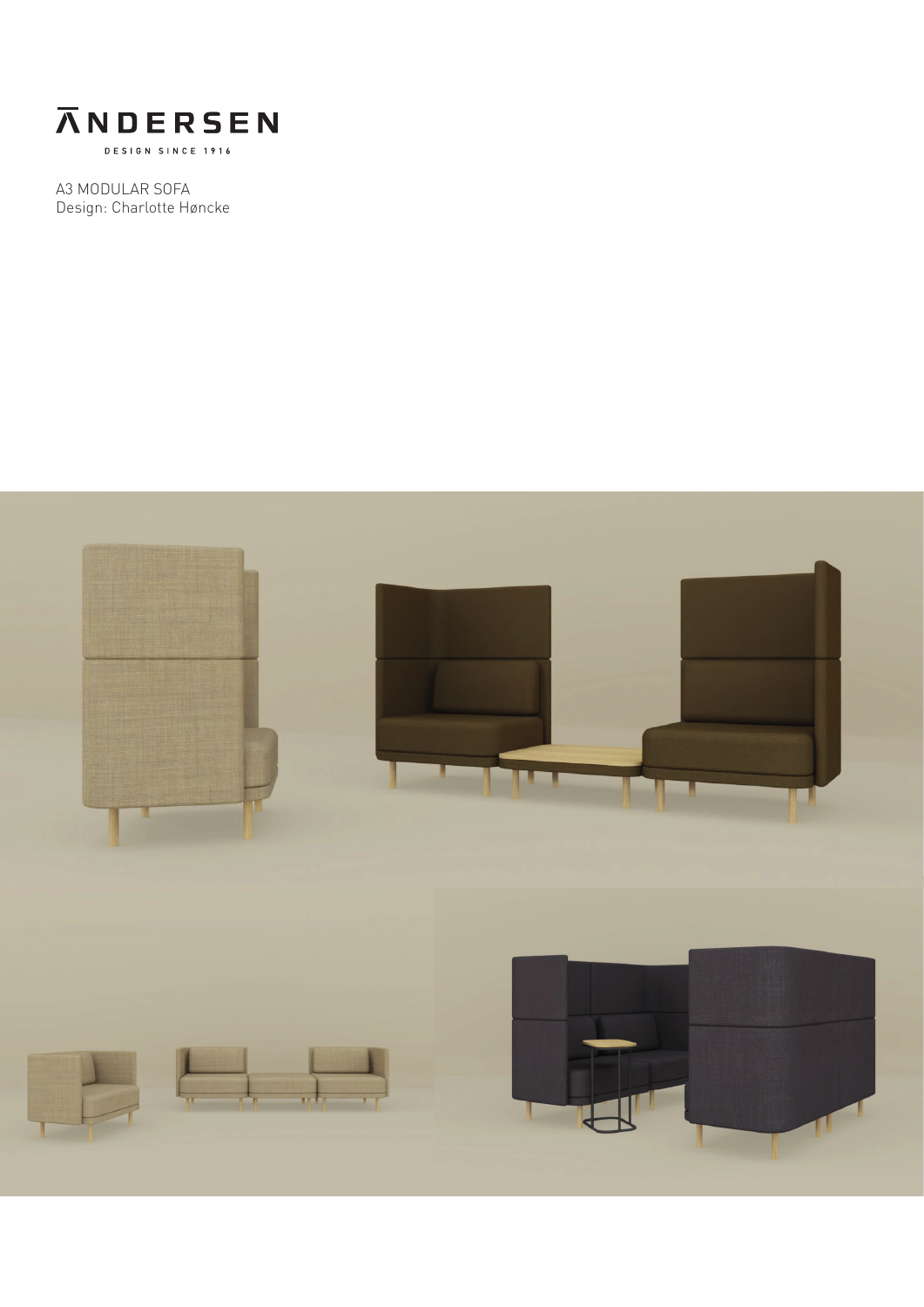# ANDERSEN

DESIGN SINCE 1916

A3 MODULAR SOFA
Design: Charlotte Høncke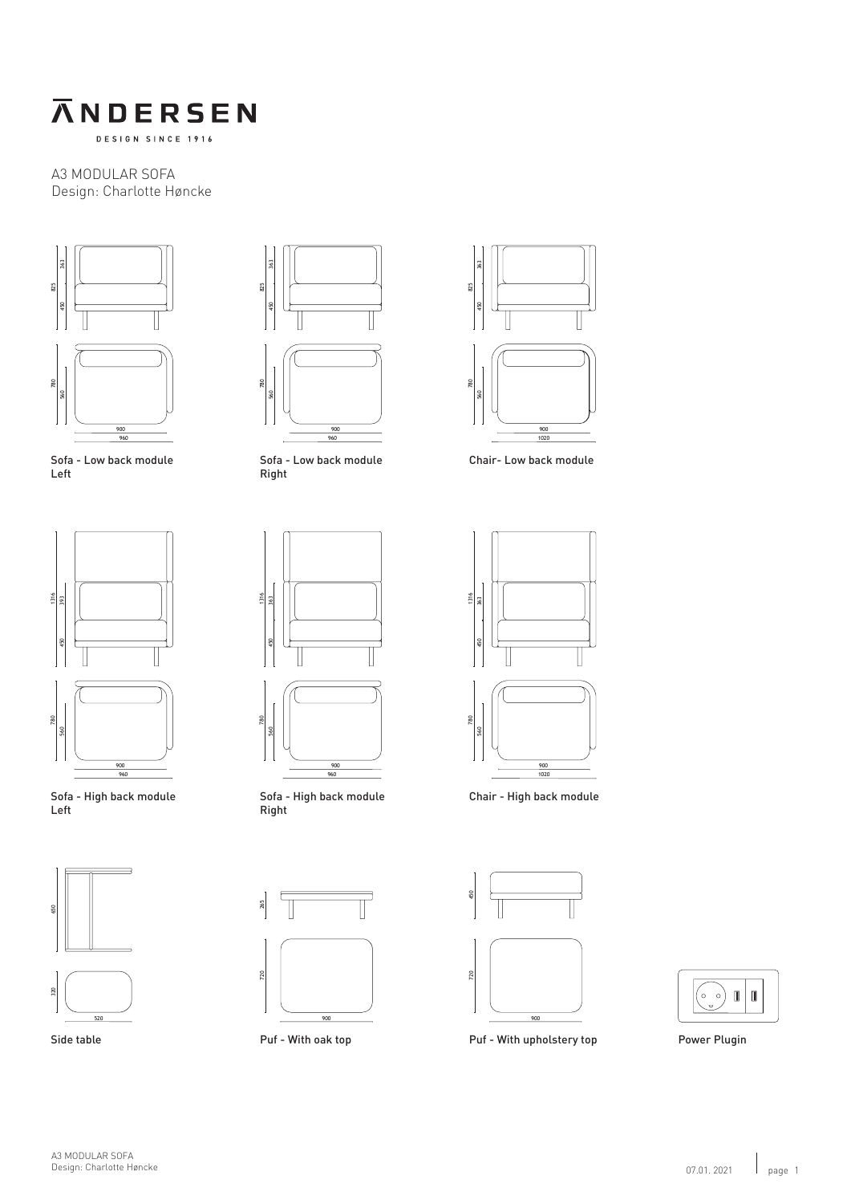# ĀNDERSEN

DESIGN SINCE 1916

A3 MODULAR SOFA
Design: Charlotte Høncke

Sofa - Low back module Left

Sofa - Low back module Right

Chair- Low back module

Sofa - High back module Left

Sofa - High back module Right

Chair - High back module

Side table

Puf - With oak top

Puf - With upholstery top

Power Plugin

07.01. 2021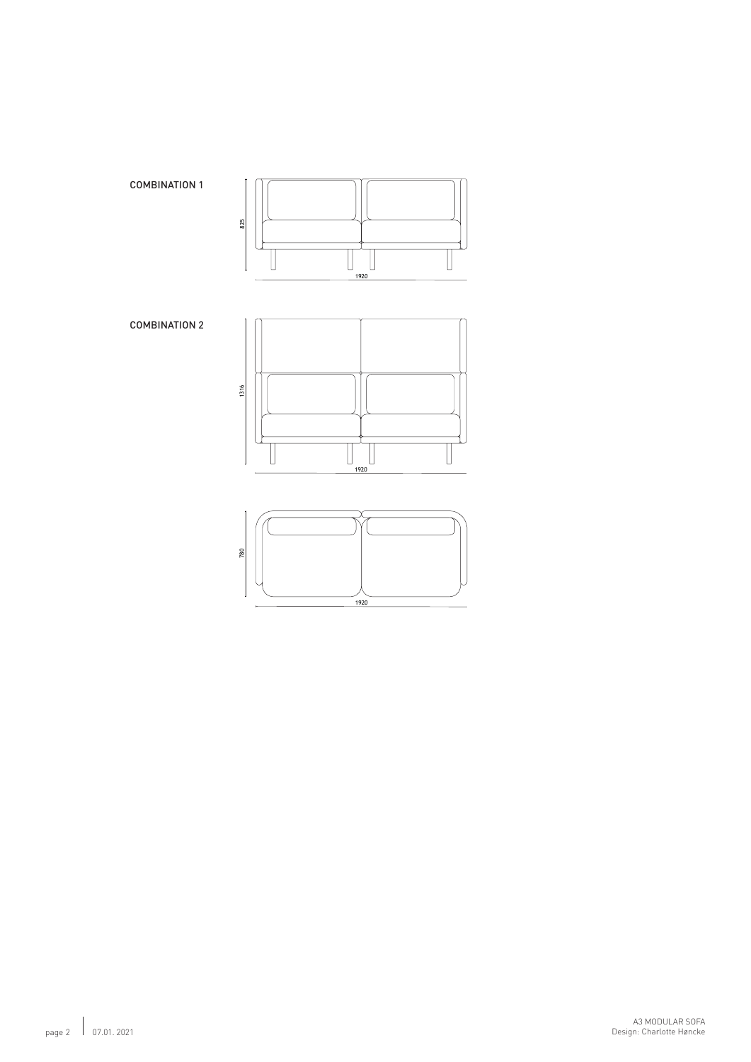COMBINATION 1

825

1920

COMBINATION 2

1316

1920

780

1920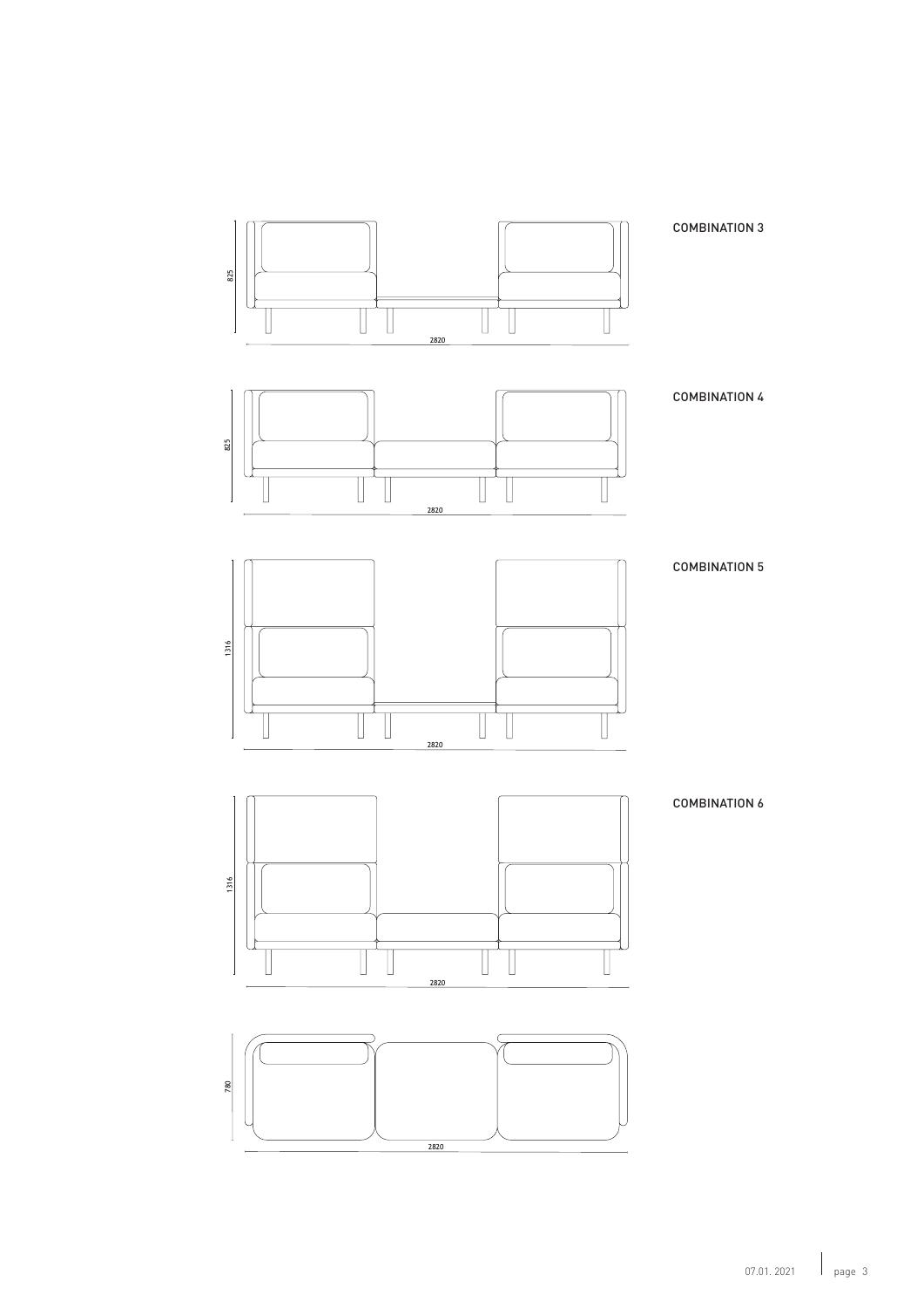COMBINATION 3

825

2820

COMBINATION 4

825

2820

COMBINATION 5

1316

2820

COMBINATION 6

1316

2820

780

2820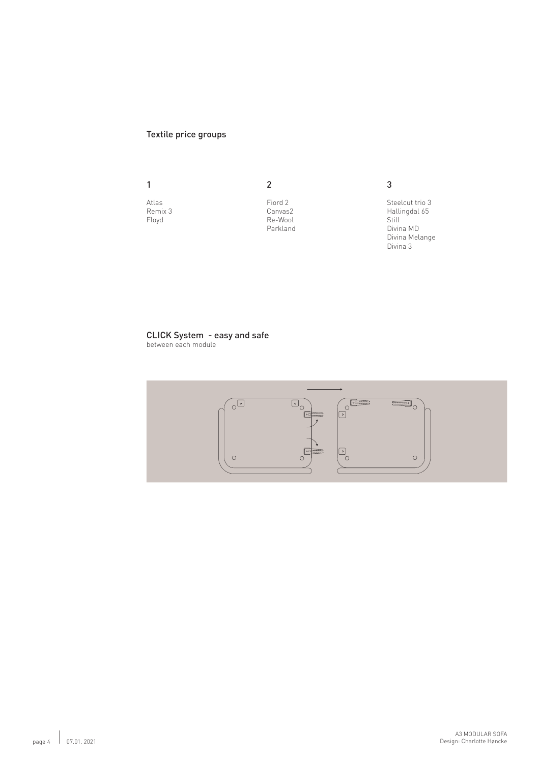## Textile price groups

| 1 | 2 | 3 |
|---|---|---|
| Atlas | Fiord 2 | Steelcut trio 3 |
| Remix 3 | Canvas2 | Hallingdal 65 |
| Floyd | Re-Wool | Still |
| | Parkland | Divina MD |
| | | Divina Melange |
| | | Divina 3 |

## CLICK System - easy and safe

between each module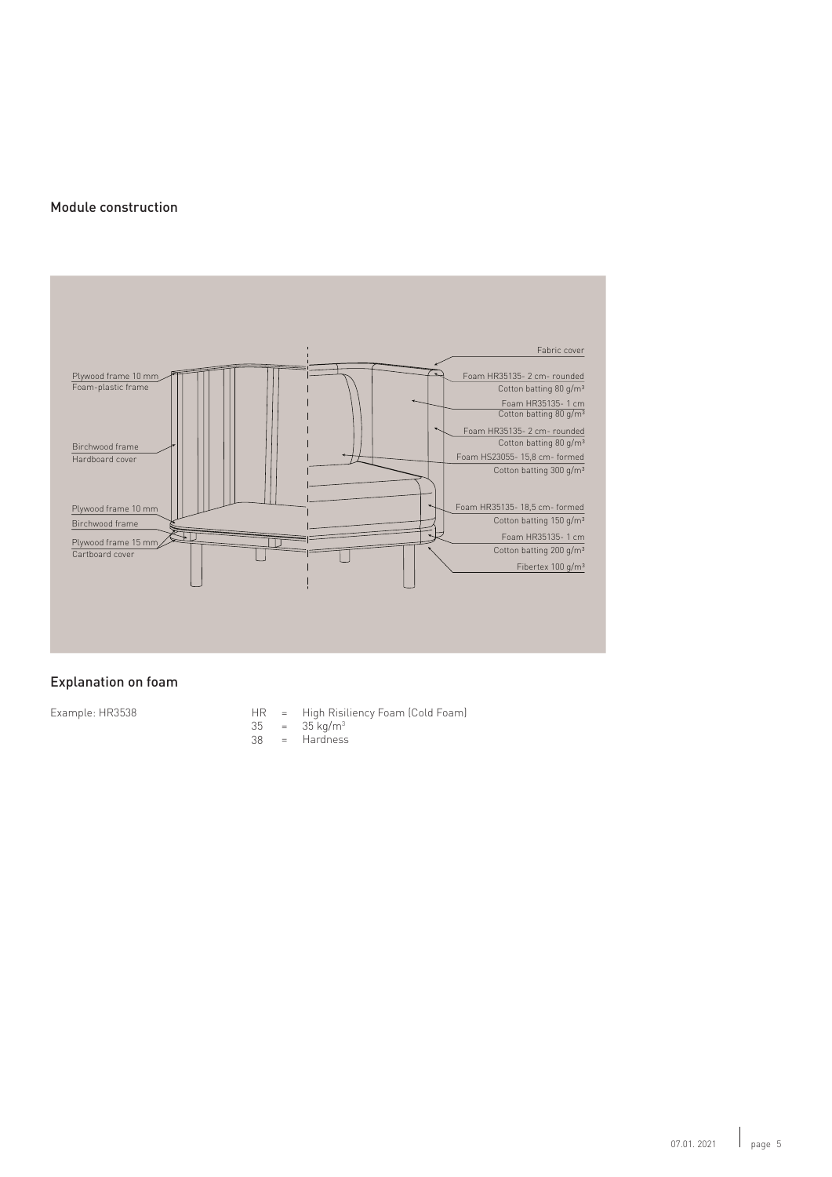## Module construction

Plywood frame 10 mm
Foam-plastic frame

Birchwood frame
Hardboard cover

Plywood frame 10 mm
Birchwood frame
Plywood frame 15 mm
Cartboard cover

Fabric cover

Foam HR35135- 2 cm- rounded
Cotton batting 80 g/m³

Foam HR35135- 1 cm
Cotton batting 80 g/m³

Foam HR35135- 2 cm- rounded
Cotton batting 80 g/m³

Foam HS23055- 15,8 cm- formed
Cotton batting 300 g/m³

Foam HR35135- 18,5 cm- formed
Cotton batting 150 g/m³

Foam HR35135- 1 cm
Cotton batting 200 g/m³

Fibertex 100 g/m³

## Explanation on foam

Example: HR3538

HR = High Risiliency Foam (Cold Foam)
35 = 35 kg/m³
38 = Hardness